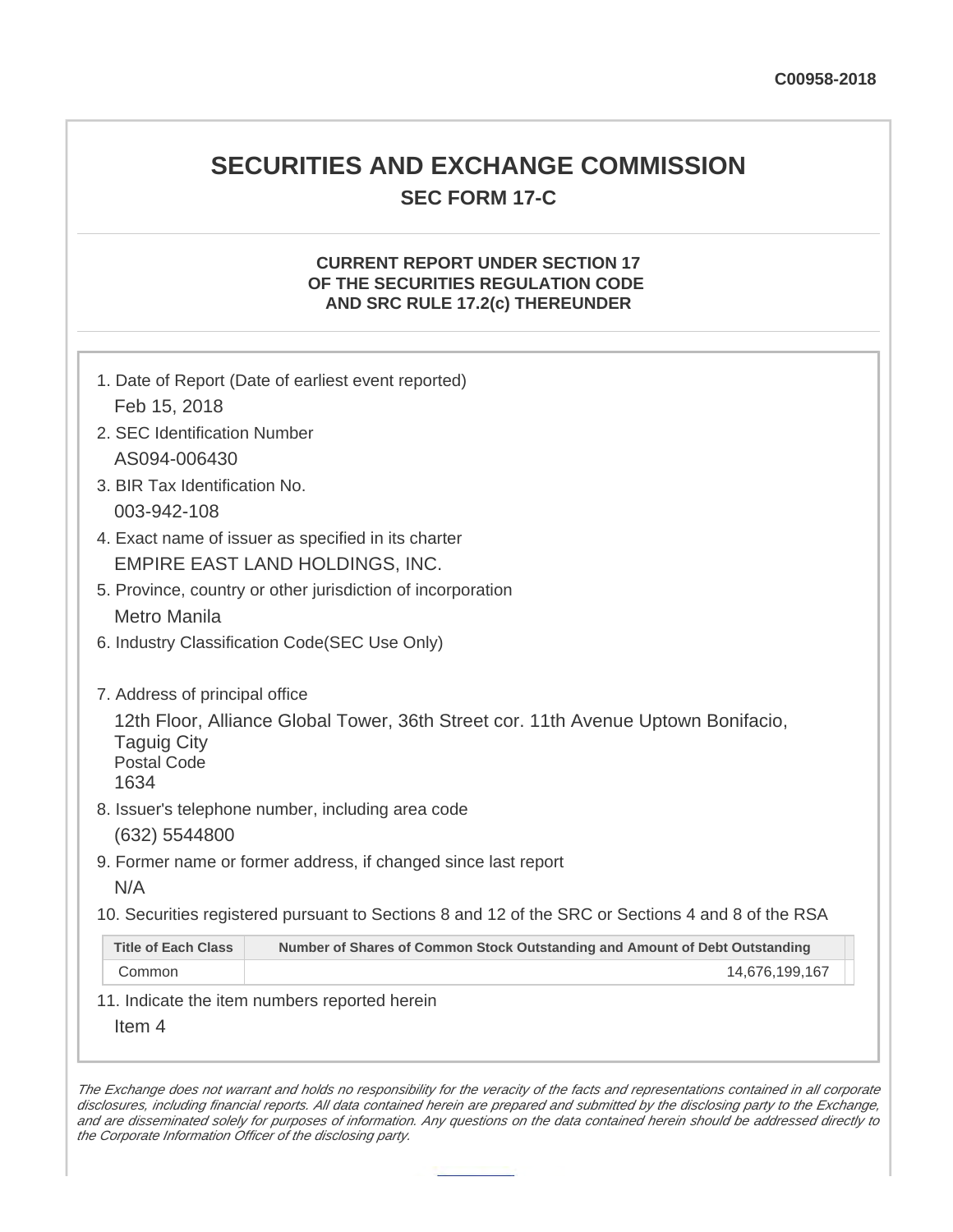C00958-2018

# SECURITIES AND EXCHANGE COMMISSION

## SEC FORM 17-C

### CURRENT REPORT UNDER SECTION 17 OF THE SECURITIES REGULATION CODE AND SRC RULE 17.2(c) THEREUNDER

1. Date of Report (Date of earliest event reported)

   Feb 15, 2018

2. SEC Identification Number

   AS094-006430

3. BIR Tax Identification No.

   003-942-108

4. Exact name of issuer as specified in its charter

   EMPIRE EAST LAND HOLDINGS, INC.

5. Province, country or other jurisdiction of incorporation

   Metro Manila

6. Industry Classification Code(SEC Use Only)

7. Address of principal office

   12th Floor, Alliance Global Tower, 36th Street cor. 11th Avenue Uptown Bonifacio, Taguig City
   Postal Code
   1634

8. Issuer's telephone number, including area code

   (632) 5544800

9. Former name or former address, if changed since last report

   N/A

10. Securities registered pursuant to Sections 8 and 12 of the SRC or Sections 4 and 8 of the RSA

| Title of Each Class | Number of Shares of Common Stock Outstanding and Amount of Debt Outstanding |
|---|---|
| Common | 14,676,199,167 |

11. Indicate the item numbers reported herein

    Item 4

*The Exchange does not warrant and holds no responsibility for the veracity of the facts and representations contained in all corporate disclosures, including financial reports. All data contained herein are prepared and submitted by the disclosing party to the Exchange, and are disseminated solely for purposes of information. Any questions on the data contained herein should be addressed directly to the Corporate Information Officer of the disclosing party.*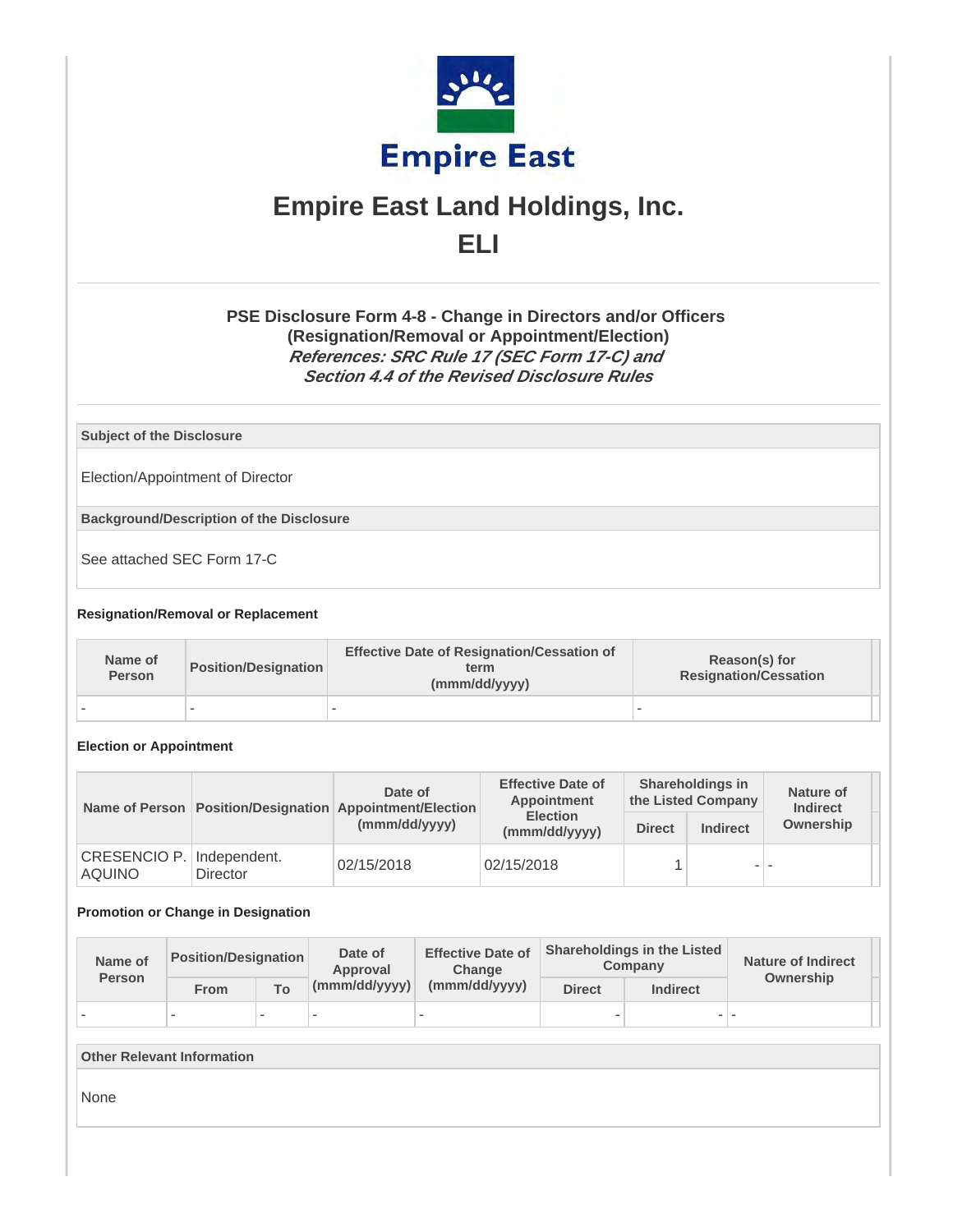Empire East

# Empire East Land Holdings, Inc.

# ELI

### PSE Disclosure Form 4-8 - Change in Directors and/or Officers (Resignation/Removal or Appointment/Election)

***References: SRC Rule 17 (SEC Form 17-C) and Section 4.4 of the Revised Disclosure Rules***

**Subject of the Disclosure**

Election/Appointment of Director

**Background/Description of the Disclosure**

See attached SEC Form 17-C

**Resignation/Removal or Replacement**

| Name of Person | Position/Designation | Effective Date of Resignation/Cessation of term (mmm/dd/yyyy) | Reason(s) for Resignation/Cessation |
|---|---|---|---|
| - | - | - | - |

**Election or Appointment**

| Name of Person | Position/Designation | Date of Appointment/Election (mmm/dd/yyyy) | Effective Date of Appointment Election (mmm/dd/yyyy) | Shareholdings in the Listed Company | | Nature of Indirect Ownership |
|---|---|---|---|---|---|---|
| | | | | Direct | Indirect | |
| CRESENCIO P. AQUINO | Independent. Director | 02/15/2018 | 02/15/2018 | 1 | - | - |

**Promotion or Change in Designation**

| Name of Person | Position/Designation | | Date of Approval (mmm/dd/yyyy) | Effective Date of Change (mmm/dd/yyyy) | Shareholdings in the Listed Company | | Nature of Indirect Ownership |
|---|---|---|---|---|---|---|---|
| | From | To | | | Direct | Indirect | |
| - | - | - | - | - | - | - | - |

**Other Relevant Information**

None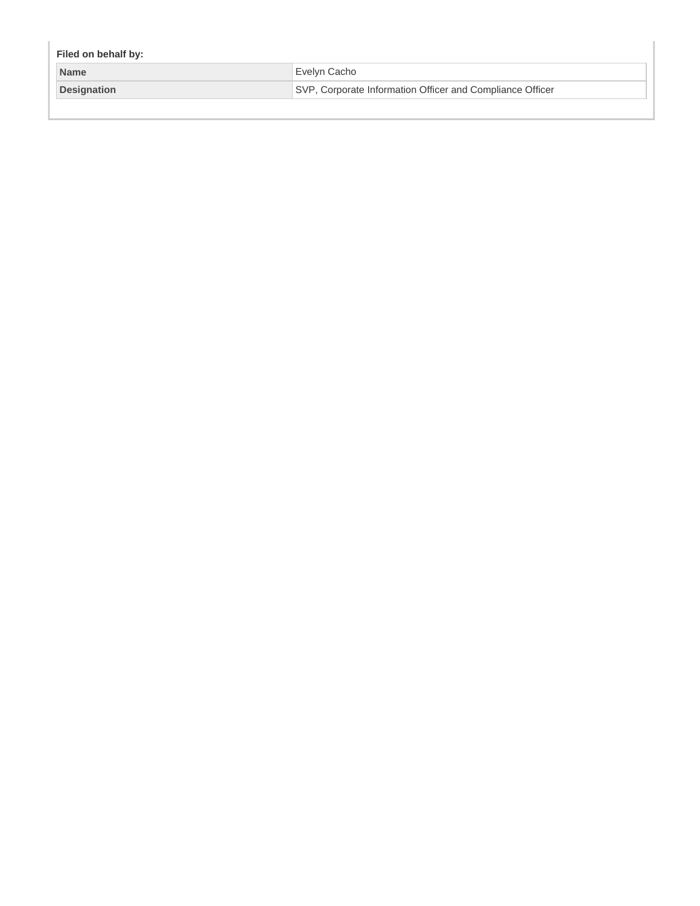**Filed on behalf by:**

| Name | Evelyn Cacho |
| --- | --- |
| Designation | SVP, Corporate Information Officer and Compliance Officer |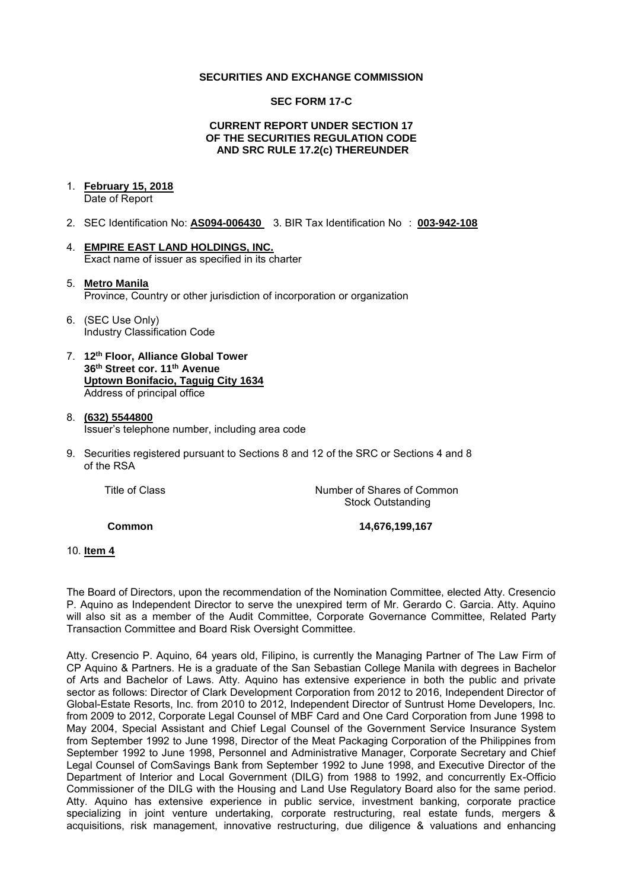**SECURITIES AND EXCHANGE COMMISSION**

**SEC FORM 17-C**

**CURRENT REPORT UNDER SECTION 17 OF THE SECURITIES REGULATION CODE AND SRC RULE 17.2(c) THEREUNDER**

1. **February 15, 2018**
   Date of Report

2. SEC Identification No: **AS094-006430** 3. BIR Tax Identification No : **003-942-108**

4. **EMPIRE EAST LAND HOLDINGS, INC.**
   Exact name of issuer as specified in its charter

5. **Metro Manila**
   Province, Country or other jurisdiction of incorporation or organization

6. (SEC Use Only)
   Industry Classification Code

7. **12th Floor, Alliance Global Tower**
   **36th Street cor. 11th Avenue**
   **Uptown Bonifacio, Taguig City 1634**
   Address of principal office

8. **(632) 5544800**
   Issuer's telephone number, including area code

9. Securities registered pursuant to Sections 8 and 12 of the SRC or Sections 4 and 8 of the RSA

| Title of Class | Number of Shares of Common Stock Outstanding |
|---|---|
| **Common** | **14,676,199,167** |

10. **Item 4**

The Board of Directors, upon the recommendation of the Nomination Committee, elected Atty. Cresencio P. Aquino as Independent Director to serve the unexpired term of Mr. Gerardo C. Garcia. Atty. Aquino will also sit as a member of the Audit Committee, Corporate Governance Committee, Related Party Transaction Committee and Board Risk Oversight Committee.

Atty. Cresencio P. Aquino, 64 years old, Filipino, is currently the Managing Partner of The Law Firm of CP Aquino & Partners. He is a graduate of the San Sebastian College Manila with degrees in Bachelor of Arts and Bachelor of Laws. Atty. Aquino has extensive experience in both the public and private sector as follows: Director of Clark Development Corporation from 2012 to 2016, Independent Director of Global-Estate Resorts, Inc. from 2010 to 2012, Independent Director of Suntrust Home Developers, Inc. from 2009 to 2012, Corporate Legal Counsel of MBF Card and One Card Corporation from June 1998 to May 2004, Special Assistant and Chief Legal Counsel of the Government Service Insurance System from September 1992 to June 1998, Director of the Meat Packaging Corporation of the Philippines from September 1992 to June 1998, Personnel and Administrative Manager, Corporate Secretary and Chief Legal Counsel of ComSavings Bank from September 1992 to June 1998, and Executive Director of the Department of Interior and Local Government (DILG) from 1988 to 1992, and concurrently Ex-Officio Commissioner of the DILG with the Housing and Land Use Regulatory Board also for the same period. Atty. Aquino has extensive experience in public service, investment banking, corporate practice specializing in joint venture undertaking, corporate restructuring, real estate funds, mergers & acquisitions, risk management, innovative restructuring, due diligence & valuations and enhancing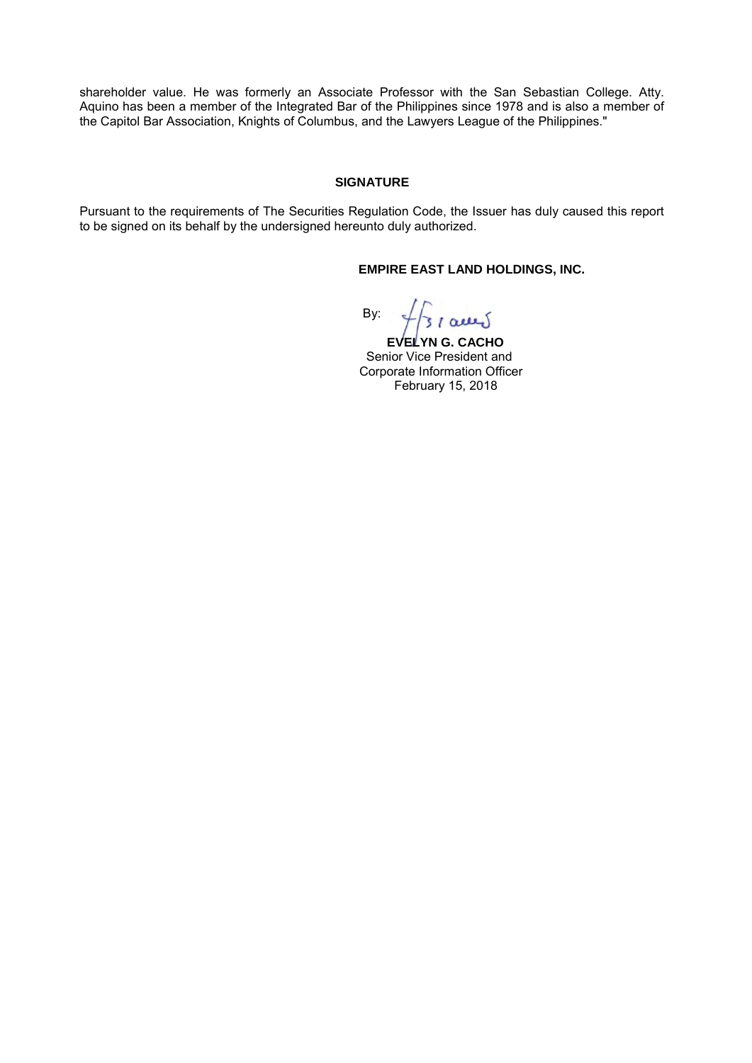shareholder value. He was formerly an Associate Professor with the San Sebastian College. Atty. Aquino has been a member of the Integrated Bar of the Philippines since 1978 and is also a member of the Capitol Bar Association, Knights of Columbus, and the Lawyers League of the Philippines."

## SIGNATURE

Pursuant to the requirements of The Securities Regulation Code, the Issuer has duly caused this report to be signed on its behalf by the undersigned hereunto duly authorized.

**EMPIRE EAST LAND HOLDINGS, INC.**

By:

**EVELYN G. CACHO**
Senior Vice President and
Corporate Information Officer
February 15, 2018